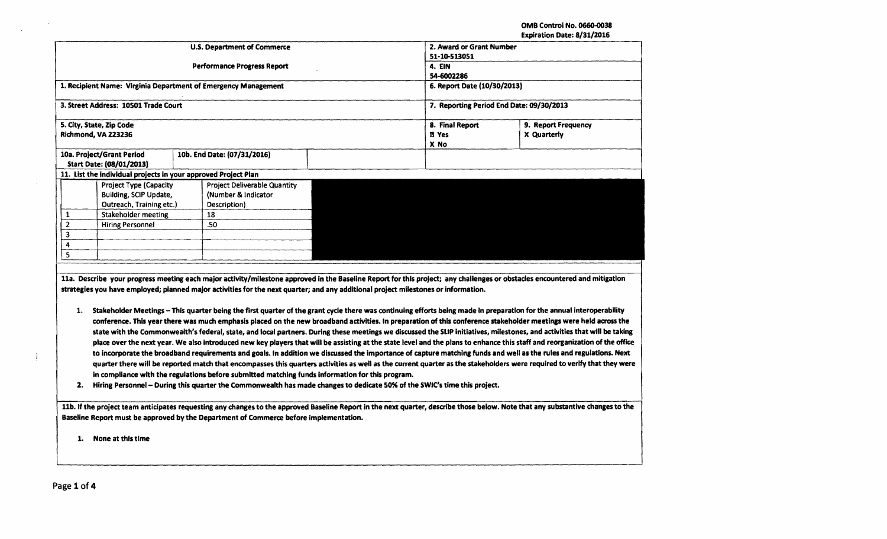OMB Control No. 0660-0038
Expiration Date: 8/31/2016

| | | | |
|---|---|---|---|
| U.S. Department of Commerce<br><br>Performance Progress Report | | 2. Award or Grant Number<br>51-10-S13051 | |
| | | 4. EIN<br>54-6002286 | |
| 1. Recipient Name: Virginia Department of Emergency Management | | 6. Report Date (10/30/2013) | |
| 3. Street Address: 10501 Trade Court | | 7. Reporting Period End Date: 09/30/2013 | |
| 5. City, State, Zip Code<br>Richmond, VA 223236 | | 8. Final Report<br>☒ Yes<br>X No | 9. Report Frequency<br>X Quarterly |
| 10a. Project/Grant Period<br>Start Date: (08/01/2013) | 10b. End Date: (07/31/2016) | | |

11. List the individual projects in your approved Project Plan

| | Project Type (Capacity Building, SCIP Update, Outreach, Training etc.) | Project Deliverable Quantity (Number & Indicator Description) |
|---|---|---|
| 1 | Stakeholder meeting | 18 |
| 2 | Hiring Personnel | .50 |
| 3 | | |
| 4 | | |
| 5 | | |

**11a. Describe your progress meeting each major activity/milestone approved in the Baseline Report for this project; any challenges or obstacles encountered and mitigation strategies you have employed; planned major activities for the next quarter; and any additional project milestones or information.**

1. Stakeholder Meetings – This quarter being the first quarter of the grant cycle there was continuing efforts being made in preparation for the annual interoperability conference. This year there was much emphasis placed on the new broadband activities. In preparation of this conference stakeholder meetings were held across the state with the Commonwealth's federal, state, and local partners. During these meetings we discussed the SLIP initiatives, milestones, and activities that will be taking place over the next year. We also introduced new key players that will be assisting at the state level and the plans to enhance this staff and reorganization of the office to incorporate the broadband requirements and goals. In addition we discussed the importance of capture matching funds and well as the rules and regulations. Next quarter there will be reported match that encompasses this quarters activities as well as the current quarter as the stakeholders were required to verify that they were in compliance with the regulations before submitted matching funds information for this program.
2. Hiring Personnel – During this quarter the Commonwealth has made changes to dedicate 50% of the SWIC's time this project.

**11b. If the project team anticipates requesting any changes to the approved Baseline Report in the next quarter, describe those below. Note that any substantive changes to the Baseline Report must be approved by the Department of Commerce before implementation.**

1. None at this time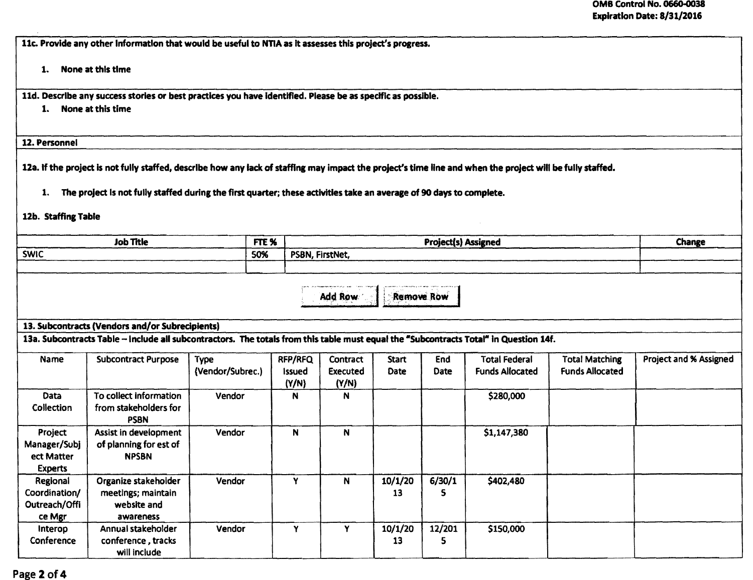11c. Provide any other information that would be useful to NTIA as it assesses this project's progress.

1. None at this time

11d. Describe any success stories or best practices you have identified. Please be as specific as possible.

1. None at this time

## 12. Personnel

12a. If the project is not fully staffed, describe how any lack of staffing may impact the project's time line and when the project will be fully staffed.

1. The project is not fully staffed during the first quarter; these activities take an average of 90 days to complete.

### 12b. Staffing Table

| Job Title | FTE % | Project(s) Assigned | Change |
|---|---|---|---|
| SWIC | 50% | PSBN, FirstNet, | |
| | | | |

Add Row | Remove Row

## 13. Subcontracts (Vendors and/or Subrecipients)

13a. Subcontracts Table – Include all subcontractors. The totals from this table must equal the "Subcontracts Total" in Question 14f.

| Name | Subcontract Purpose | Type (Vendor/Subrec.) | RFP/RFQ Issued (Y/N) | Contract Executed (Y/N) | Start Date | End Date | Total Federal Funds Allocated | Total Matching Funds Allocated | Project and % Assigned |
|---|---|---|---|---|---|---|---|---|---|
| Data Collection | To collect information from stakeholders for PSBN | Vendor | N | N | | | $280,000 | | |
| Project Manager/Subject Matter Experts | Assist in development of planning for est of NPSBN | Vendor | N | N | | | $1,147,380 | | |
| Regional Coordination/ Outreach/Office Mgr | Organize stakeholder meetings; maintain website and awareness | Vendor | Y | N | 10/1/2013 | 6/30/15 | $402,480 | | |
| Interop Conference | Annual stakeholder conference , tracks will include | Vendor | Y | Y | 10/1/2013 | 12/2015 | $150,000 | | |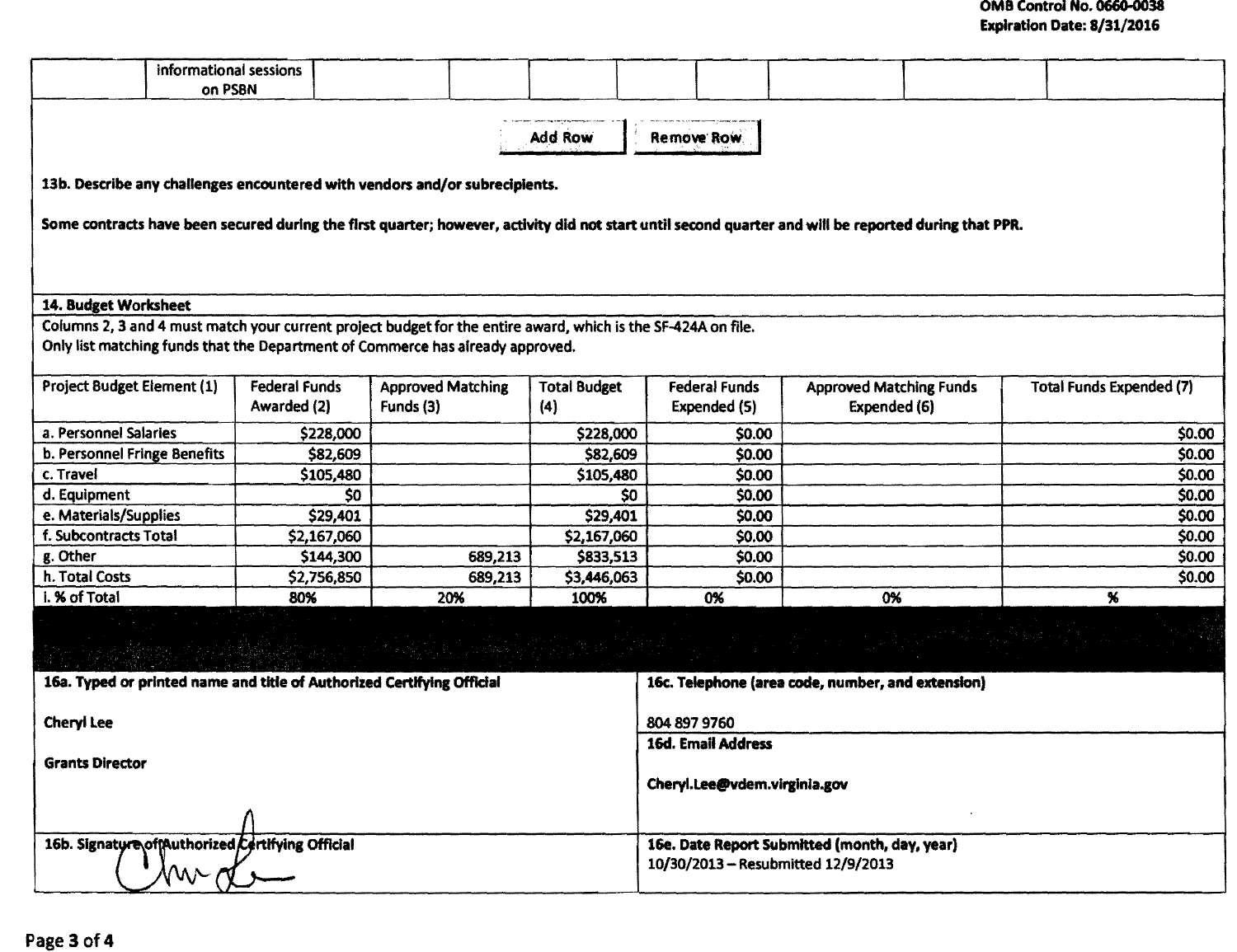| | informational sessions on PSBN | | | | | | | | |
|---|---|---|---|---|---|---|---|---|---|

Add Row | Remove Row

**13b. Describe any challenges encountered with vendors and/or subrecipients.**

Some contracts have been secured during the first quarter; however, activity did not start until second quarter and will be reported during that PPR.

**14. Budget Worksheet**

Columns 2, 3 and 4 must match your current project budget for the entire award, which is the SF-424A on file.
Only list matching funds that the Department of Commerce has already approved.

| Project Budget Element (1) | Federal Funds Awarded (2) | Approved Matching Funds (3) | Total Budget (4) | Federal Funds Expended (5) | Approved Matching Funds Expended (6) | Total Funds Expended (7) |
|---|---|---|---|---|---|---|
| a. Personnel Salaries | $228,000 | | $228,000 | $0.00 | | $0.00 |
| b. Personnel Fringe Benefits | $82,609 | | $82,609 | $0.00 | | $0.00 |
| c. Travel | $105,480 | | $105,480 | $0.00 | | $0.00 |
| d. Equipment | $0 | | $0 | $0.00 | | $0.00 |
| e. Materials/Supplies | $29,401 | | $29,401 | $0.00 | | $0.00 |
| f. Subcontracts Total | $2,167,060 | | $2,167,060 | $0.00 | | $0.00 |
| g. Other | $144,300 | 689,213 | $833,513 | $0.00 | | $0.00 |
| h. Total Costs | $2,756,850 | 689,213 | $3,446,063 | $0.00 | | $0.00 |
| i. % of Total | 80% | 20% | 100% | 0% | 0% | % |

**16a. Typed or printed name and title of Authorized Certifying Official**

Cheryl Lee

Grants Director

**16b. Signature of Authorized Certifying Official**

**16c. Telephone (area code, number, and extension)**

804 897 9760

**16d. Email Address**

Cheryl.Lee@vdem.virginia.gov

**16e. Date Report Submitted (month, day, year)**

10/30/2013 – Resubmitted 12/9/2013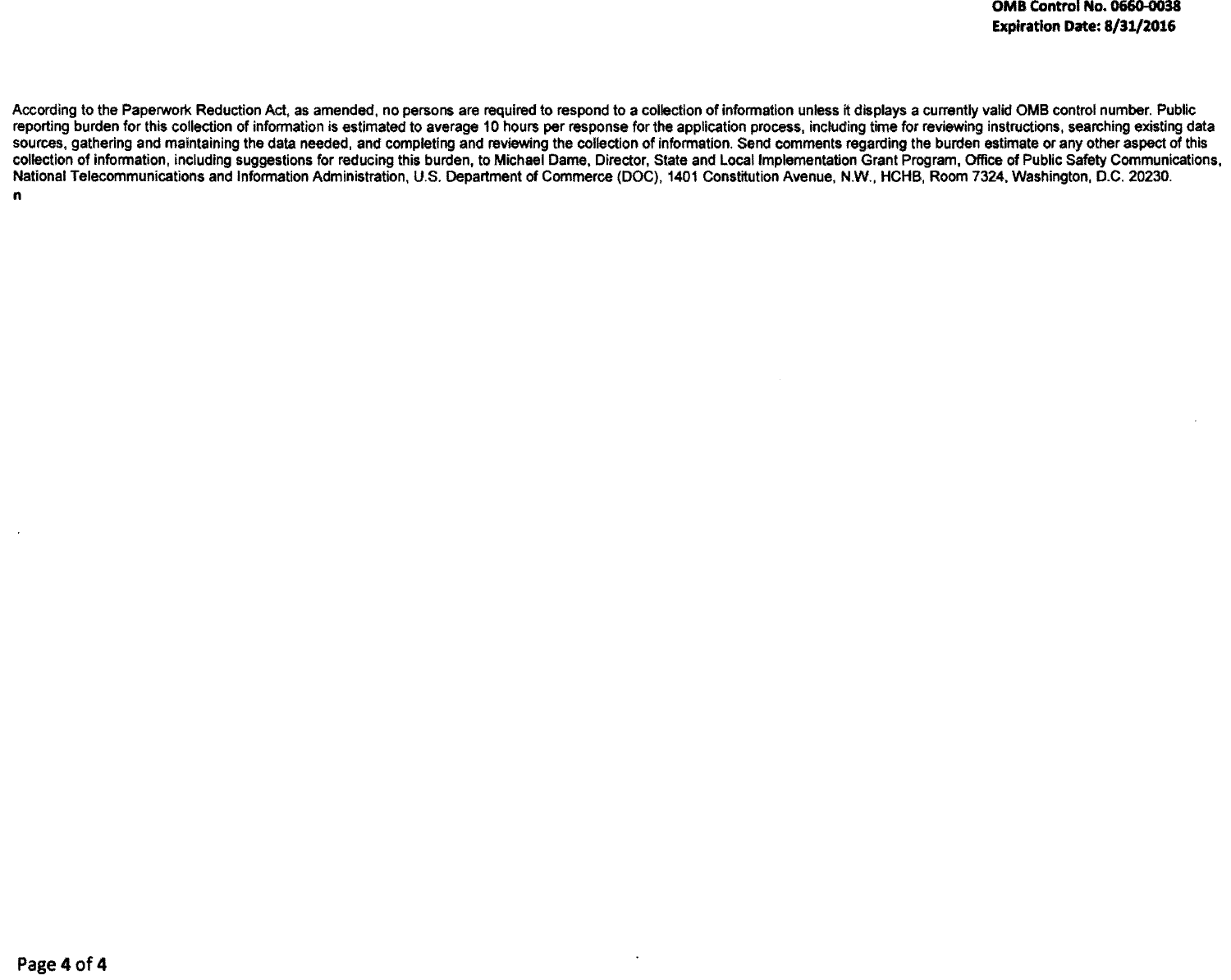**OMB Control No. 0660-0038**
**Expiration Date: 8/31/2016**

According to the Paperwork Reduction Act, as amended, no persons are required to respond to a collection of information unless it displays a currently valid OMB control number. Public reporting burden for this collection of information is estimated to average 10 hours per response for the application process, including time for reviewing instructions, searching existing data sources, gathering and maintaining the data needed, and completing and reviewing the collection of information. Send comments regarding the burden estimate or any other aspect of this collection of information, including suggestions for reducing this burden, to Michael Dame, Director, State and Local Implementation Grant Program, Office of Public Safety Communications, National Telecommunications and Information Administration, U.S. Department of Commerce (DOC), 1401 Constitution Avenue, N.W., HCHB, Room 7324, Washington, D.C. 20230.

n